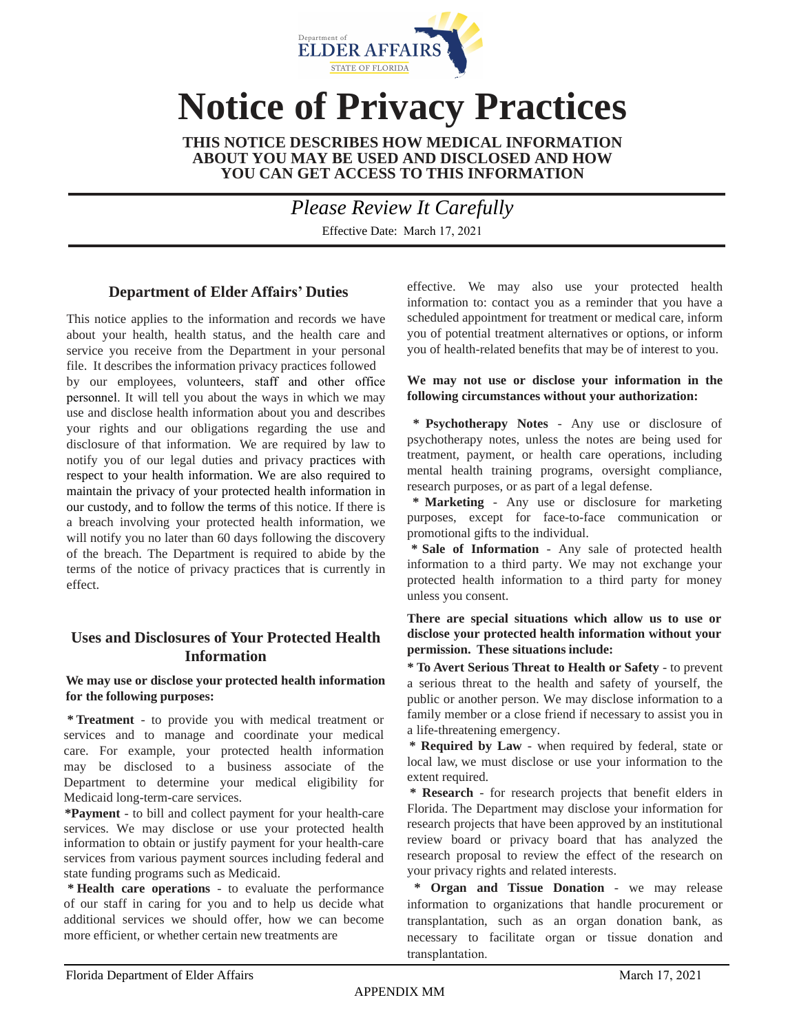# Notice of Privacy Practices

**THIS NOTICE DESCRIBES HOW MEDICAL INFORMATION ABOUT YOU MAY BE USED AND DISCLOSED AND HOW YOU CAN GET ACCESS TO THIS INFORMATION**

*Please Review It Carefully*

Effective Date: March 17, 2021

## Department of Elder Affairs' Duties

This notice applies to the information and records we have about your health, health status, and the health care and service you receive from the Department in your personal file. It describes the information privacy practices followed by our employees, volunteers, staff and other office personnel. It will tell you about the ways in which we may use and disclose health information about you and describes your rights and our obligations regarding the use and disclosure of that information. We are required by law to notify you of our legal duties and privacy practices with respect to your health information. We are also required to maintain the privacy of your protected health information in our custody, and to follow the terms of this notice. If there is a breach involving your protected health information, we will notify you no later than 60 days following the discovery of the breach. The Department is required to abide by the terms of the notice of privacy practices that is currently in effect.

## Uses and Disclosures of Your Protected Health Information

**We may use or disclose your protected health information for the following purposes:**

**\* Treatment** - to provide you with medical treatment or services and to manage and coordinate your medical care. For example, your protected health information may be disclosed to a business associate of the Department to determine your medical eligibility for Medicaid long-term-care services.

**\*Payment** - to bill and collect payment for your health-care services. We may disclose or use your protected health information to obtain or justify payment for your health-care services from various payment sources including federal and state funding programs such as Medicaid.

**\* Health care operations** - to evaluate the performance of our staff in caring for you and to help us decide what additional services we should offer, how we can become more efficient, or whether certain new treatments are effective. We may also use your protected health information to: contact you as a reminder that you have a scheduled appointment for treatment or medical care, inform you of potential treatment alternatives or options, or inform you of health-related benefits that may be of interest to you.

**We may not use or disclose your information in the following circumstances without your authorization:**

**\* Psychotherapy Notes** - Any use or disclosure of psychotherapy notes, unless the notes are being used for treatment, payment, or health care operations, including mental health training programs, oversight compliance, research purposes, or as part of a legal defense.

**\* Marketing** - Any use or disclosure for marketing purposes, except for face-to-face communication or promotional gifts to the individual.

**\* Sale of Information** - Any sale of protected health information to a third party. We may not exchange your protected health information to a third party for money unless you consent.

**There are special situations which allow us to use or disclose your protected health information without your permission. These situations include:**

**\* To Avert Serious Threat to Health or Safety** - to prevent a serious threat to the health and safety of yourself, the public or another person. We may disclose information to a family member or a close friend if necessary to assist you in a life-threatening emergency.

**\* Required by Law** - when required by federal, state or local law, we must disclose or use your information to the extent required.

**\* Research** - for research projects that benefit elders in Florida. The Department may disclose your information for research projects that have been approved by an institutional review board or privacy board that has analyzed the research proposal to review the effect of the research on your privacy rights and related interests.

**\* Organ and Tissue Donation** - we may release information to organizations that handle procurement or transplantation, such as an organ donation bank, as necessary to facilitate organ or tissue donation and transplantation.

APPENDIX MM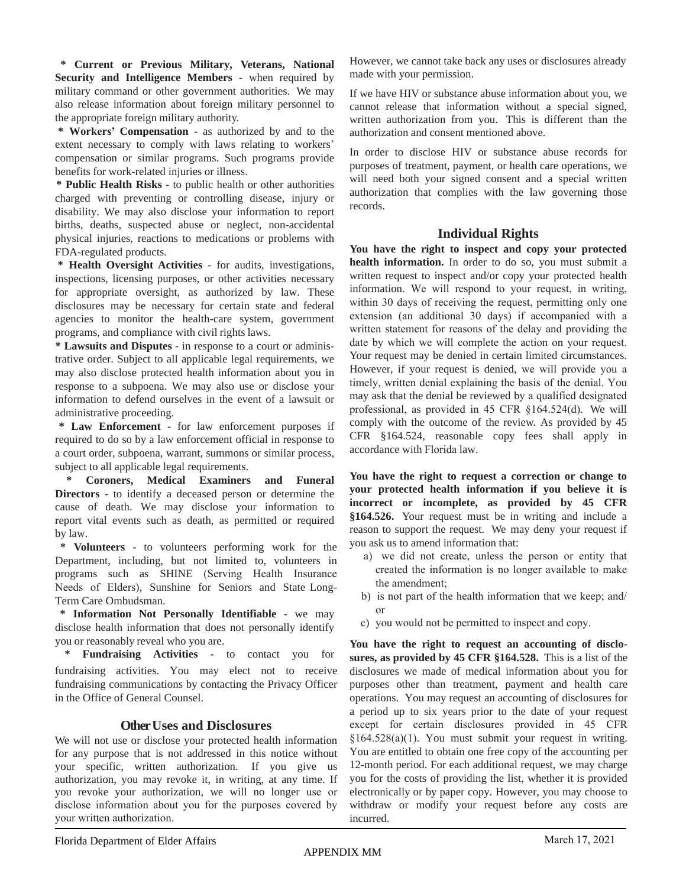**\* Current or Previous Military, Veterans, National Security and Intelligence Members** - when required by military command or other government authorities. We may also release information about foreign military personnel to the appropriate foreign military authority.

**\* Workers' Compensation** - as authorized by and to the extent necessary to comply with laws relating to workers' compensation or similar programs. Such programs provide benefits for work-related injuries or illness.

**\* Public Health Risks** - to public health or other authorities charged with preventing or controlling disease, injury or disability. We may also disclose your information to report births, deaths, suspected abuse or neglect, non-accidental physical injuries, reactions to medications or problems with FDA-regulated products.

**\* Health Oversight Activities** - for audits, investigations, inspections, licensing purposes, or other activities necessary for appropriate oversight, as authorized by law. These disclosures may be necessary for certain state and federal agencies to monitor the health-care system, government programs, and compliance with civil rights laws.

**\* Lawsuits and Disputes** - in response to a court or administrative order. Subject to all applicable legal requirements, we may also disclose protected health information about you in response to a subpoena. We may also use or disclose your information to defend ourselves in the event of a lawsuit or administrative proceeding.

**\* Law Enforcement** - for law enforcement purposes if required to do so by a law enforcement official in response to a court order, subpoena, warrant, summons or similar process, subject to all applicable legal requirements.

**\* Coroners, Medical Examiners and Funeral Directors** - to identify a deceased person or determine the cause of death. We may disclose your information to report vital events such as death, as permitted or required by law.

**\* Volunteers** - to volunteers performing work for the Department, including, but not limited to, volunteers in programs such as SHINE (Serving Health Insurance Needs of Elders), Sunshine for Seniors and State Long-Term Care Ombudsman.

**\* Information Not Personally Identifiable** - we may disclose health information that does not personally identify you or reasonably reveal who you are.

**\* Fundraising Activities** - to contact you for fundraising activities. You may elect not to receive fundraising communications by contacting the Privacy Officer in the Office of General Counsel.

## Other Uses and Disclosures

We will not use or disclose your protected health information for any purpose that is not addressed in this notice without your specific, written authorization. If you give us authorization, you may revoke it, in writing, at any time. If you revoke your authorization, we will no longer use or disclose information about you for the purposes covered by your written authorization. However, we cannot take back any uses or disclosures already made with your permission.

If we have HIV or substance abuse information about you, we cannot release that information without a special signed, written authorization from you. This is different than the authorization and consent mentioned above.

In order to disclose HIV or substance abuse records for purposes of treatment, payment, or health care operations, we will need both your signed consent and a special written authorization that complies with the law governing those records.

## Individual Rights

**You have the right to inspect and copy your protected health information.** In order to do so, you must submit a written request to inspect and/or copy your protected health information. We will respond to your request, in writing, within 30 days of receiving the request, permitting only one extension (an additional 30 days) if accompanied with a written statement for reasons of the delay and providing the date by which we will complete the action on your request. Your request may be denied in certain limited circumstances. However, if your request is denied, we will provide you a timely, written denial explaining the basis of the denial. You may ask that the denial be reviewed by a qualified designated professional, as provided in 45 CFR §164.524(d). We will comply with the outcome of the review. As provided by 45 CFR §164.524, reasonable copy fees shall apply in accordance with Florida law.

**You have the right to request a correction or change to your protected health information if you believe it is incorrect or incomplete, as provided by 45 CFR §164.526.** Your request must be in writing and include a reason to support the request. We may deny your request if you ask us to amend information that:

a) we did not create, unless the person or entity that created the information is no longer available to make the amendment;

b) is not part of the health information that we keep; and/or

c) you would not be permitted to inspect and copy.

**You have the right to request an accounting of disclosures, as provided by 45 CFR §164.528.** This is a list of the disclosures we made of medical information about you for purposes other than treatment, payment and health care operations. You may request an accounting of disclosures for a period up to six years prior to the date of your request except for certain disclosures provided in 45 CFR §164.528(a)(1). You must submit your request in writing. You are entitled to obtain one free copy of the accounting per 12-month period. For each additional request, we may charge you for the costs of providing the list, whether it is provided electronically or by paper copy. However, you may choose to withdraw or modify your request before any costs are incurred.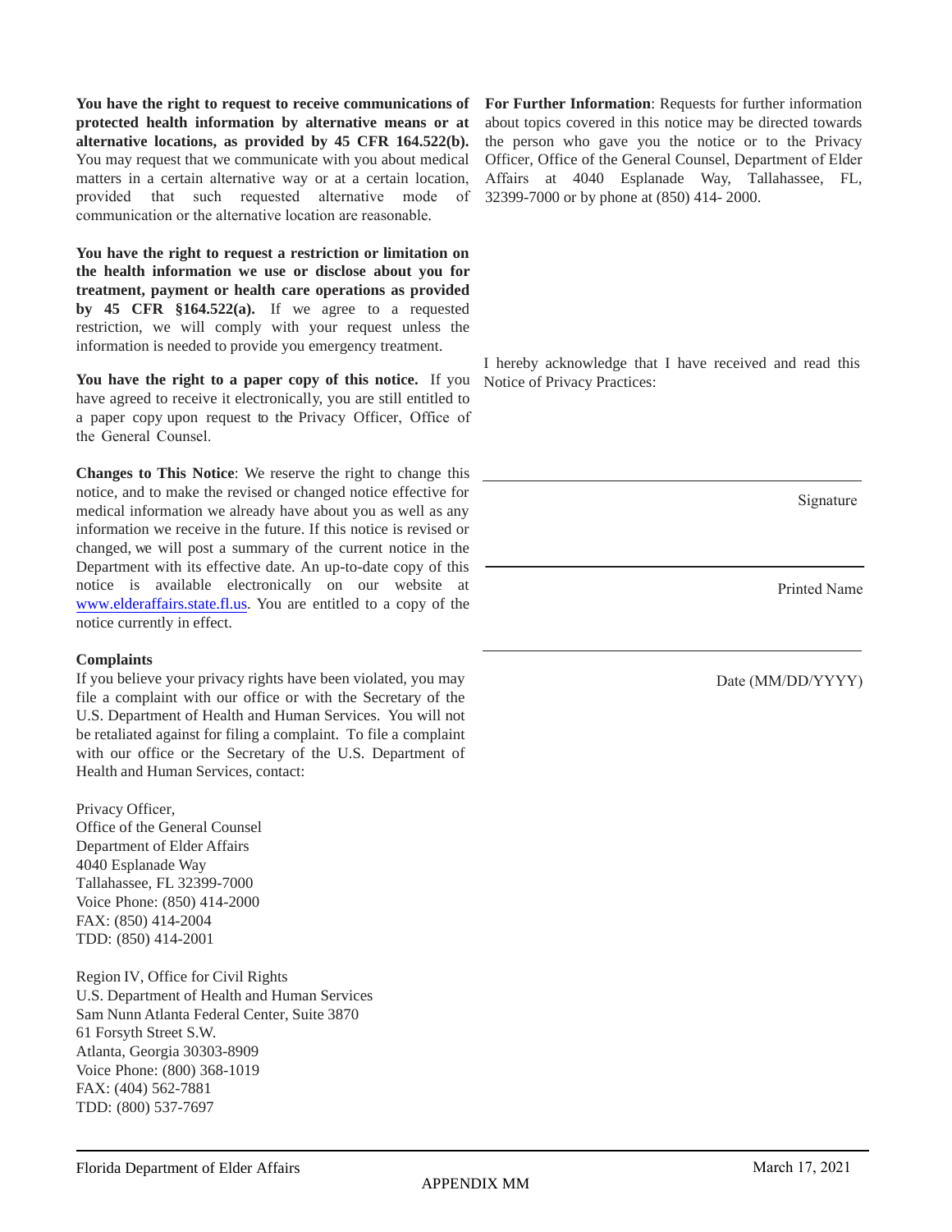**You have the right to request to receive communications of protected health information by alternative means or at alternative locations, as provided by 45 CFR 164.522(b).** You may request that we communicate with you about medical matters in a certain alternative way or at a certain location, provided that such requested alternative mode of communication or the alternative location are reasonable.

**You have the right to request a restriction or limitation on the health information we use or disclose about you for treatment, payment or health care operations as provided by 45 CFR §164.522(a).** If we agree to a requested restriction, we will comply with your request unless the information is needed to provide you emergency treatment.

**You have the right to a paper copy of this notice.** If you have agreed to receive it electronically, you are still entitled to a paper copy upon request to the Privacy Officer, Office of the General Counsel.

**Changes to This Notice**: We reserve the right to change this notice, and to make the revised or changed notice effective for medical information we already have about you as well as any information we receive in the future. If this notice is revised or changed, we will post a summary of the current notice in the Department with its effective date. An up-to-date copy of this notice is available electronically on our website at www.elderaffairs.state.fl.us. You are entitled to a copy of the notice currently in effect.

**Complaints**

If you believe your privacy rights have been violated, you may file a complaint with our office or with the Secretary of the U.S. Department of Health and Human Services. You will not be retaliated against for filing a complaint. To file a complaint with our office or the Secretary of the U.S. Department of Health and Human Services, contact:

Privacy Officer,
Office of the General Counsel
Department of Elder Affairs
4040 Esplanade Way
Tallahassee, FL 32399-7000
Voice Phone: (850) 414-2000
FAX: (850) 414-2004
TDD: (850) 414-2001

Region IV, Office for Civil Rights
U.S. Department of Health and Human Services
Sam Nunn Atlanta Federal Center, Suite 3870
61 Forsyth Street S.W.
Atlanta, Georgia 30303-8909
Voice Phone: (800) 368-1019
FAX: (404) 562-7881
TDD: (800) 537-7697

**For Further Information**: Requests for further information about topics covered in this notice may be directed towards the person who gave you the notice or to the Privacy Officer, Office of the General Counsel, Department of Elder Affairs at 4040 Esplanade Way, Tallahassee, FL, 32399-7000 or by phone at (850) 414- 2000.

I hereby acknowledge that I have received and read this Notice of Privacy Practices:

\_\_\_\_\_\_\_\_\_\_\_\_\_\_\_\_\_\_\_\_\_\_\_\_\_\_\_\_\_\_

Signature

\_\_\_\_\_\_\_\_\_\_\_\_\_\_\_\_\_\_\_\_\_\_\_\_\_\_\_\_\_\_

Printed Name

\_\_\_\_\_\_\_\_\_\_\_\_\_\_\_\_\_\_\_\_\_\_\_\_\_\_\_\_\_\_

Date (MM/DD/YYYY)

APPENDIX MM